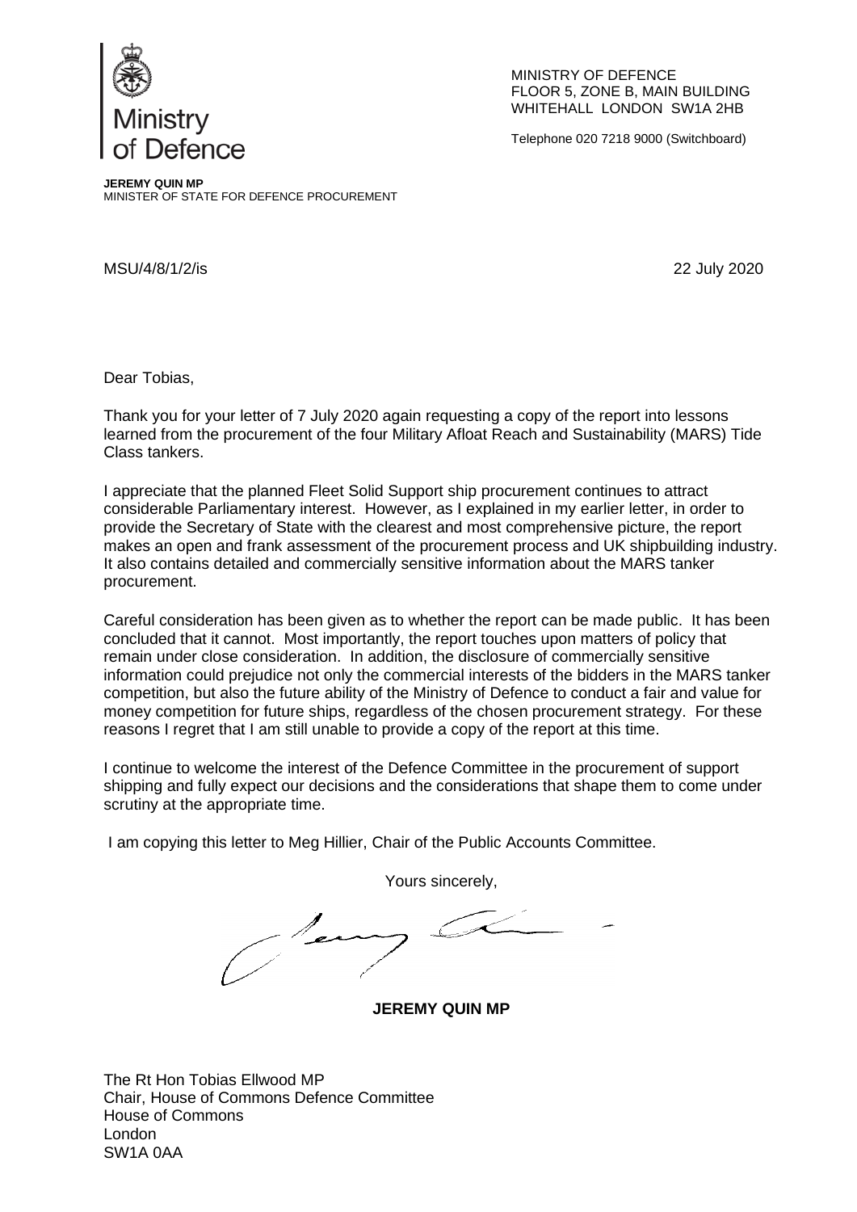Ministry of Defence

MINISTRY OF DEFENCE
FLOOR 5, ZONE B, MAIN BUILDING
WHITEHALL LONDON SW1A 2HB

Telephone 020 7218 9000 (Switchboard)

**JEREMY QUIN MP**
MINISTER OF STATE FOR DEFENCE PROCUREMENT

MSU/4/8/1/2/is

22 July 2020

Dear Tobias,

Thank you for your letter of 7 July 2020 again requesting a copy of the report into lessons learned from the procurement of the four Military Afloat Reach and Sustainability (MARS) Tide Class tankers.

I appreciate that the planned Fleet Solid Support ship procurement continues to attract considerable Parliamentary interest. However, as I explained in my earlier letter, in order to provide the Secretary of State with the clearest and most comprehensive picture, the report makes an open and frank assessment of the procurement process and UK shipbuilding industry. It also contains detailed and commercially sensitive information about the MARS tanker procurement.

Careful consideration has been given as to whether the report can be made public. It has been concluded that it cannot. Most importantly, the report touches upon matters of policy that remain under close consideration. In addition, the disclosure of commercially sensitive information could prejudice not only the commercial interests of the bidders in the MARS tanker competition, but also the future ability of the Ministry of Defence to conduct a fair and value for money competition for future ships, regardless of the chosen procurement strategy. For these reasons I regret that I am still unable to provide a copy of the report at this time.

I continue to welcome the interest of the Defence Committee in the procurement of support shipping and fully expect our decisions and the considerations that shape them to come under scrutiny at the appropriate time.

I am copying this letter to Meg Hillier, Chair of the Public Accounts Committee.

Yours sincerely,

**JEREMY QUIN MP**

The Rt Hon Tobias Ellwood MP
Chair, House of Commons Defence Committee
House of Commons
London
SW1A 0AA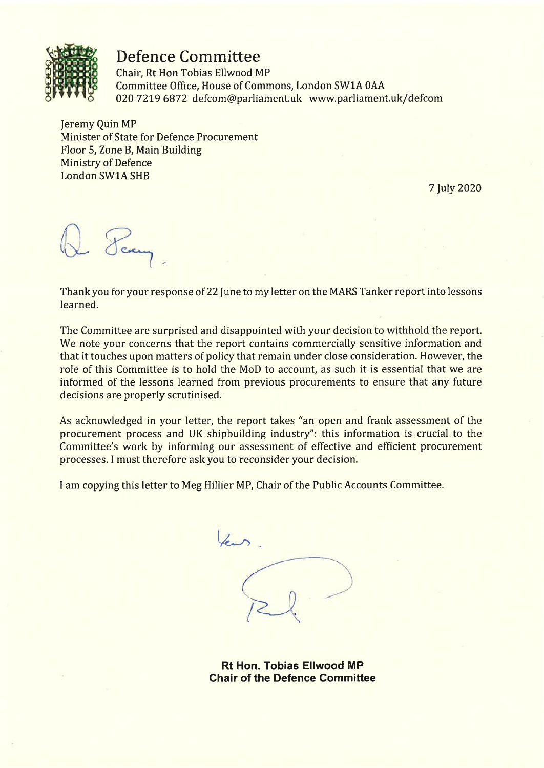# Defence Committee

Chair, Rt Hon Tobias Ellwood MP
Committee Office, House of Commons, London SW1A 0AA
020 7219 6872 defcom@parliament.uk www.parliament.uk/defcom

Jeremy Quin MP
Minister of State for Defence Procurement
Floor 5, Zone B, Main Building
Ministry of Defence
London SW1A SHB

7 July 2020

Dear Jeremy,

Thank you for your response of 22 June to my letter on the MARS Tanker report into lessons learned.

The Committee are surprised and disappointed with your decision to withhold the report. We note your concerns that the report contains commercially sensitive information and that it touches upon matters of policy that remain under close consideration. However, the role of this Committee is to hold the MoD to account, as such it is essential that we are informed of the lessons learned from previous procurements to ensure that any future decisions are properly scrutinised.

As acknowledged in your letter, the report takes "an open and frank assessment of the procurement process and UK shipbuilding industry": this information is crucial to the Committee's work by informing our assessment of effective and efficient procurement processes. I must therefore ask you to reconsider your decision.

I am copying this letter to Meg Hillier MP, Chair of the Public Accounts Committee.

Yours,

**Rt Hon. Tobias Ellwood MP**
**Chair of the Defence Committee**